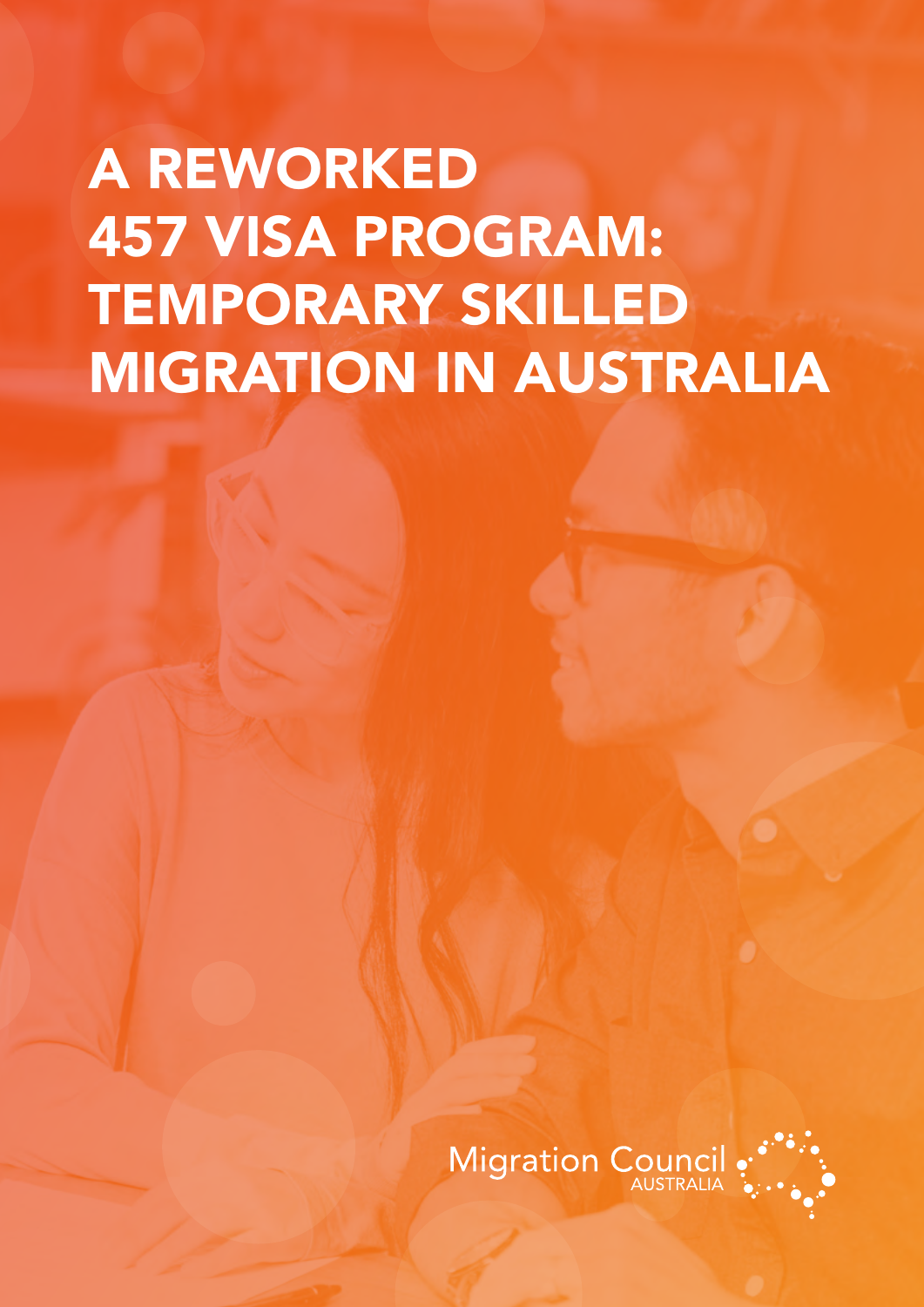# A REWORKED 457 VISA PROGRAM: TEMPORARY SKILLED MIGRATION IN AUSTRALIA

Migration Council
AUSTRALIA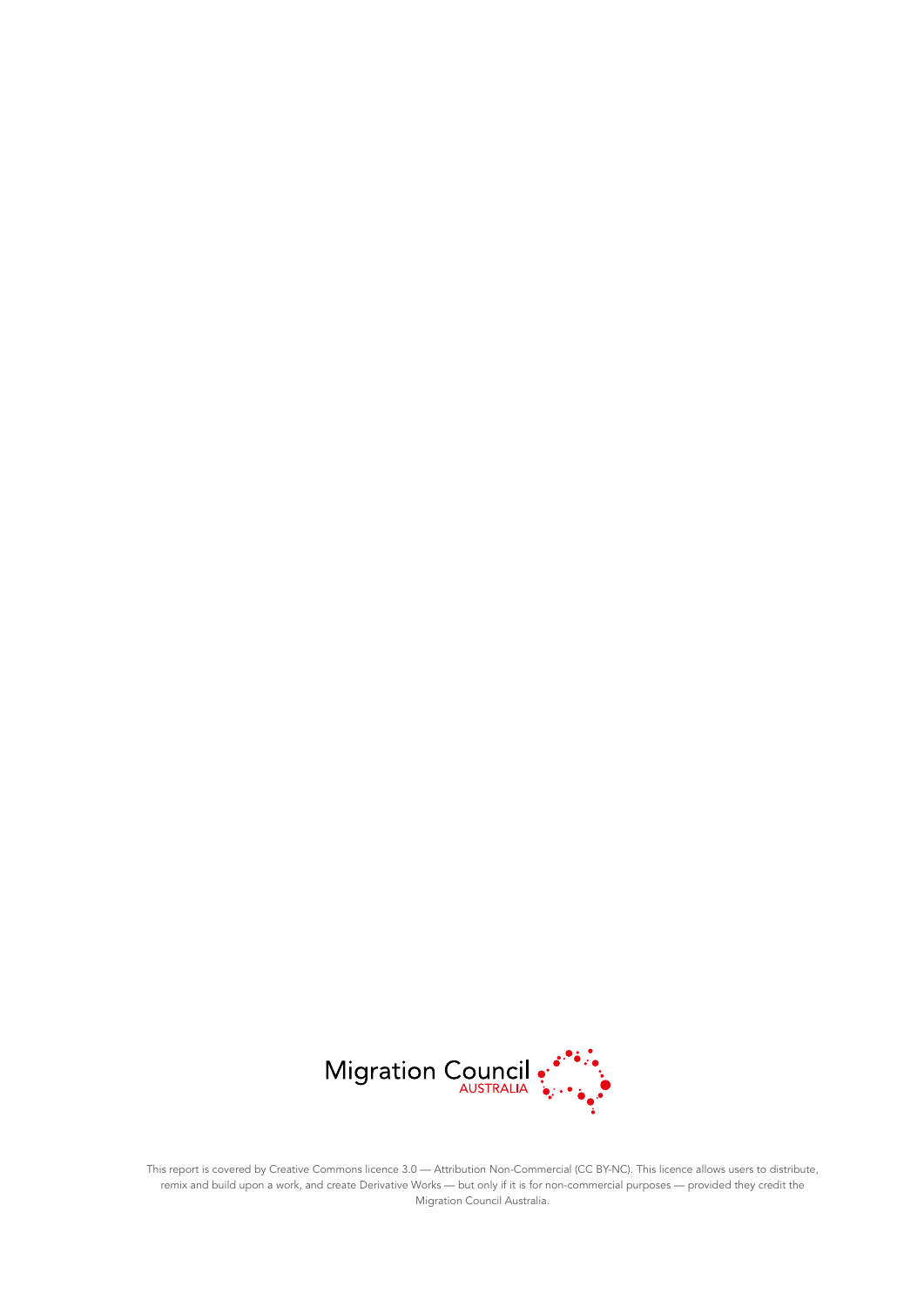Migration Council
AUSTRALIA

This report is covered by Creative Commons licence 3.0 — Attribution Non-Commercial (CC BY-NC). This licence allows users to distribute, remix and build upon a work, and create Derivative Works — but only if it is for non-commercial purposes — provided they credit the Migration Council Australia.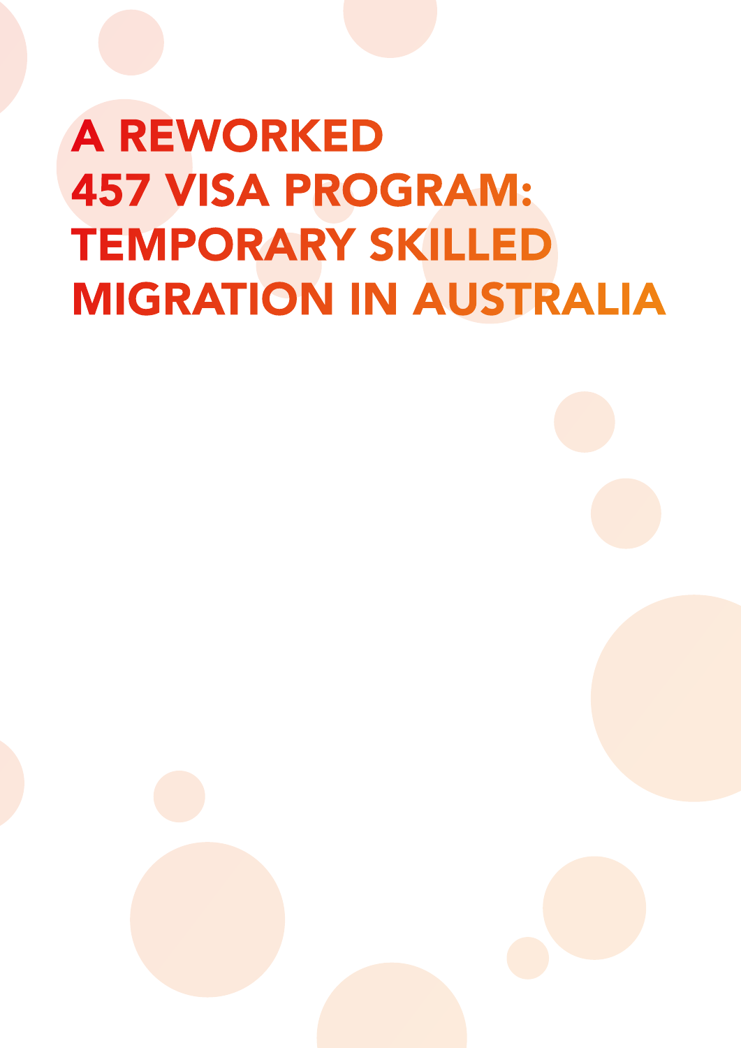# A REWORKED 457 VISA PROGRAM: TEMPORARY SKILLED MIGRATION IN AUSTRALIA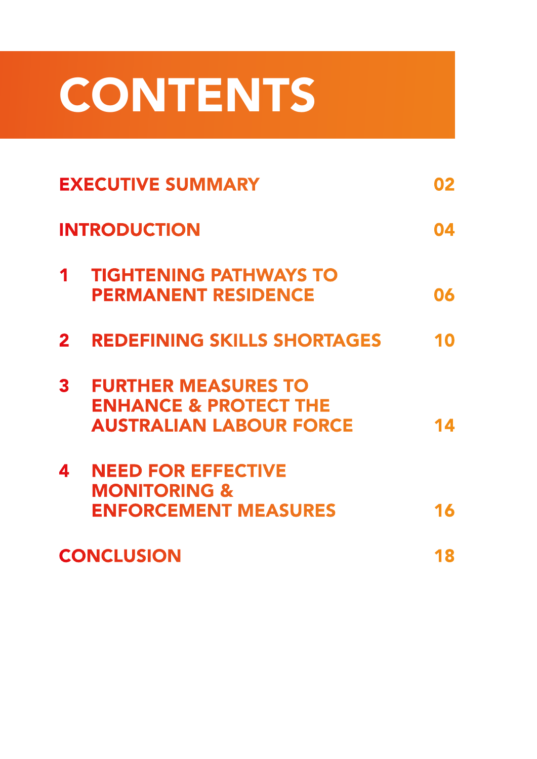# CONTENTS

| | | |
|---|---|---|
| EXECUTIVE SUMMARY | | 02 |
| INTRODUCTION | | 04 |
| 1 | TIGHTENING PATHWAYS TO PERMANENT RESIDENCE | 06 |
| 2 | REDEFINING SKILLS SHORTAGES | 10 |
| 3 | FURTHER MEASURES TO ENHANCE & PROTECT THE AUSTRALIAN LABOUR FORCE | 14 |
| 4 | NEED FOR EFFECTIVE MONITORING & ENFORCEMENT MEASURES | 16 |
| CONCLUSION | | 18 |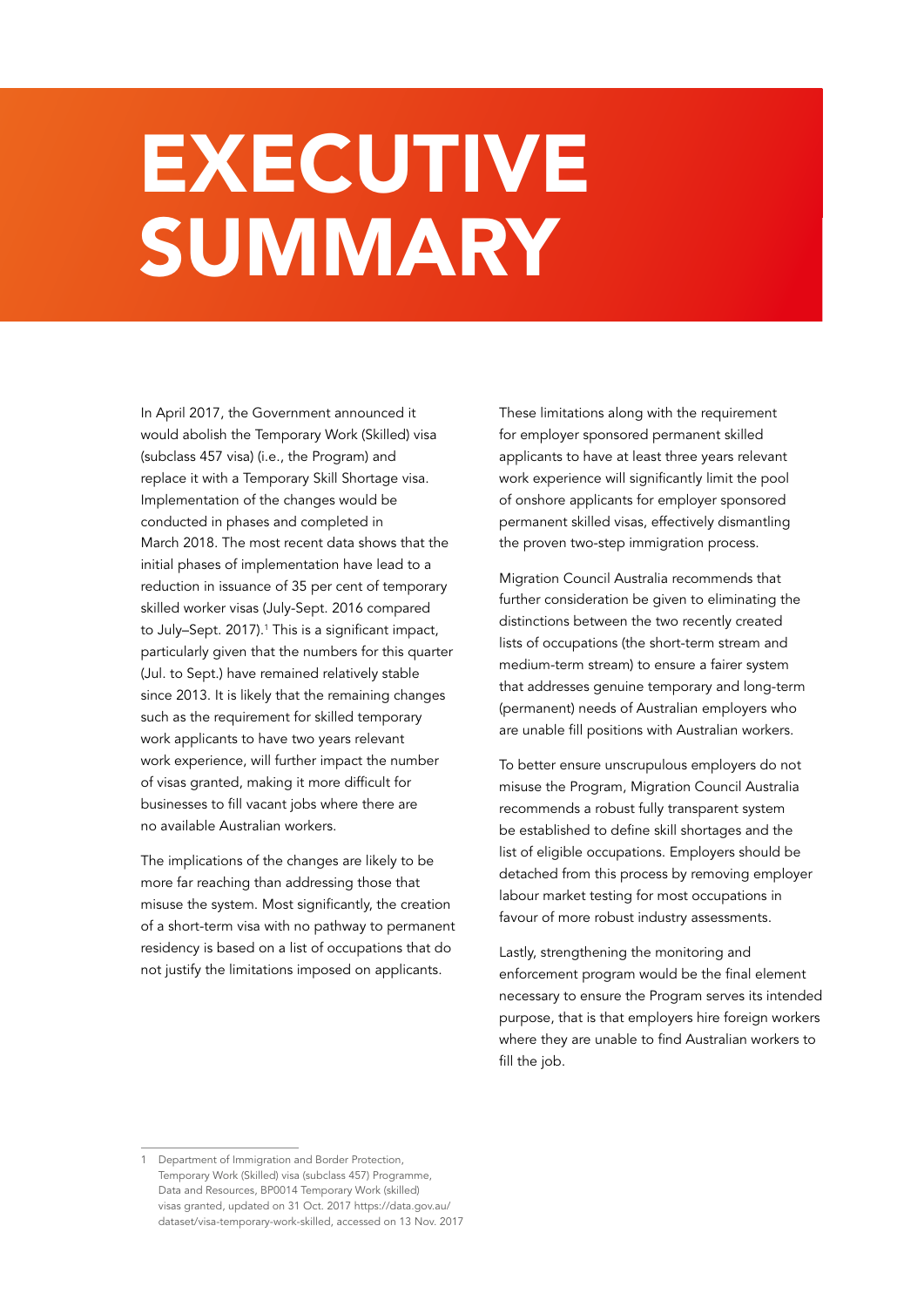# EXECUTIVE SUMMARY

In April 2017, the Government announced it would abolish the Temporary Work (Skilled) visa (subclass 457 visa) (i.e., the Program) and replace it with a Temporary Skill Shortage visa. Implementation of the changes would be conducted in phases and completed in March 2018. The most recent data shows that the initial phases of implementation have lead to a reduction in issuance of 35 per cent of temporary skilled worker visas (July-Sept. 2016 compared to July–Sept. 2017).[1] This is a significant impact, particularly given that the numbers for this quarter (Jul. to Sept.) have remained relatively stable since 2013. It is likely that the remaining changes such as the requirement for skilled temporary work applicants to have two years relevant work experience, will further impact the number of visas granted, making it more difficult for businesses to fill vacant jobs where there are no available Australian workers.

The implications of the changes are likely to be more far reaching than addressing those that misuse the system. Most significantly, the creation of a short-term visa with no pathway to permanent residency is based on a list of occupations that do not justify the limitations imposed on applicants.

These limitations along with the requirement for employer sponsored permanent skilled applicants to have at least three years relevant work experience will significantly limit the pool of onshore applicants for employer sponsored permanent skilled visas, effectively dismantling the proven two-step immigration process.

Migration Council Australia recommends that further consideration be given to eliminating the distinctions between the two recently created lists of occupations (the short-term stream and medium-term stream) to ensure a fairer system that addresses genuine temporary and long-term (permanent) needs of Australian employers who are unable fill positions with Australian workers.

To better ensure unscrupulous employers do not misuse the Program, Migration Council Australia recommends a robust fully transparent system be established to define skill shortages and the list of eligible occupations. Employers should be detached from this process by removing employer labour market testing for most occupations in favour of more robust industry assessments.

Lastly, strengthening the monitoring and enforcement program would be the final element necessary to ensure the Program serves its intended purpose, that is that employers hire foreign workers where they are unable to find Australian workers to fill the job.

---

1 Department of Immigration and Border Protection, Temporary Work (Skilled) visa (subclass 457) Programme, Data and Resources, BP0014 Temporary Work (skilled) visas granted, updated on 31 Oct. 2017 https://data.gov.au/dataset/visa-temporary-work-skilled, accessed on 13 Nov. 2017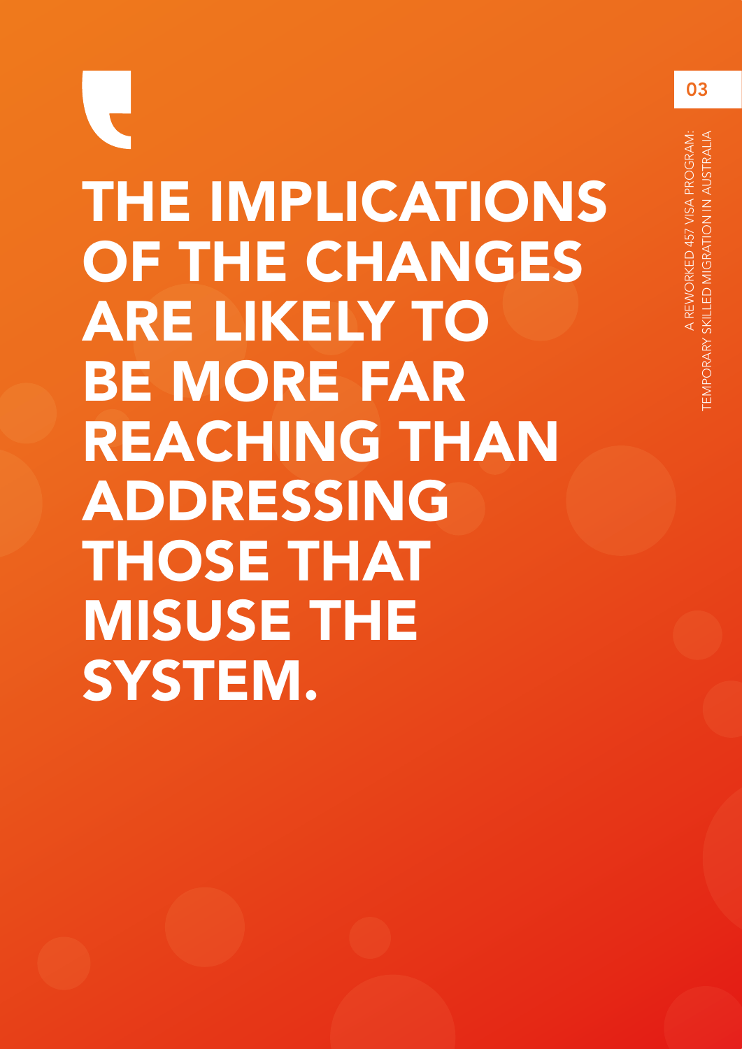# THE IMPLICATIONS OF THE CHANGES ARE LIKELY TO BE MORE FAR REACHING THAN ADDRESSING THOSE THAT MISUSE THE SYSTEM.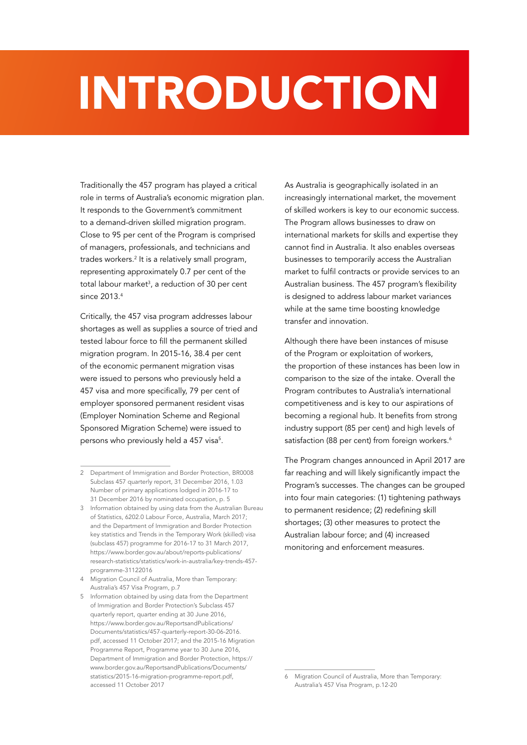# INTRODUCTION

Traditionally the 457 program has played a critical role in terms of Australia's economic migration plan. It responds to the Government's commitment to a demand-driven skilled migration program. Close to 95 per cent of the Program is comprised of managers, professionals, and technicians and trades workers.[2] It is a relatively small program, representing approximately 0.7 per cent of the total labour market[3], a reduction of 30 per cent since 2013.[4]

Critically, the 457 visa program addresses labour shortages as well as supplies a source of tried and tested labour force to fill the permanent skilled migration program. In 2015-16, 38.4 per cent of the economic permanent migration visas were issued to persons who previously held a 457 visa and more specifically, 79 per cent of employer sponsored permanent resident visas (Employer Nomination Scheme and Regional Sponsored Migration Scheme) were issued to persons who previously held a 457 visa[5].

As Australia is geographically isolated in an increasingly international market, the movement of skilled workers is key to our economic success. The Program allows businesses to draw on international markets for skills and expertise they cannot find in Australia. It also enables overseas businesses to temporarily access the Australian market to fulfil contracts or provide services to an Australian business. The 457 program's flexibility is designed to address labour market variances while at the same time boosting knowledge transfer and innovation.

Although there have been instances of misuse of the Program or exploitation of workers, the proportion of these instances has been low in comparison to the size of the intake. Overall the Program contributes to Australia's international competitiveness and is key to our aspirations of becoming a regional hub. It benefits from strong industry support (85 per cent) and high levels of satisfaction (88 per cent) from foreign workers.[6]

The Program changes announced in April 2017 are far reaching and will likely significantly impact the Program's successes. The changes can be grouped into four main categories: (1) tightening pathways to permanent residence; (2) redefining skill shortages; (3) other measures to protect the Australian labour force; and (4) increased monitoring and enforcement measures.

---

2 Department of Immigration and Border Protection, BR0008 Subclass 457 quarterly report, 31 December 2016, 1.03 Number of primary applications lodged in 2016-17 to 31 December 2016 by nominated occupation, p. 5

3 Information obtained by using data from the Australian Bureau of Statistics, 6202.0 Labour Force, Australia, March 2017; and the Department of Immigration and Border Protection key statistics and Trends in the Temporary Work (skilled) visa (subclass 457) programme for 2016-17 to 31 March 2017, https://www.border.gov.au/about/reports-publications/research-statistics/statistics/work-in-australia/key-trends-457-programme-31122016

4 Migration Council of Australia, More than Temporary: Australia's 457 Visa Program, p.7

5 Information obtained by using data from the Department of Immigration and Border Protection's Subclass 457 quarterly report, quarter ending at 30 June 2016, https://www.border.gov.au/ReportsandPublications/Documents/statistics/457-quarterly-report-30-06-2016.pdf, accessed 11 October 2017; and the 2015-16 Migration Programme Report, Programme year to 30 June 2016, Department of Immigration and Border Protection, https://www.border.gov.au/ReportsandPublications/Documents/statistics/2015-16-migration-programme-report.pdf, accessed 11 October 2017

6 Migration Council of Australia, More than Temporary: Australia's 457 Visa Program, p.12-20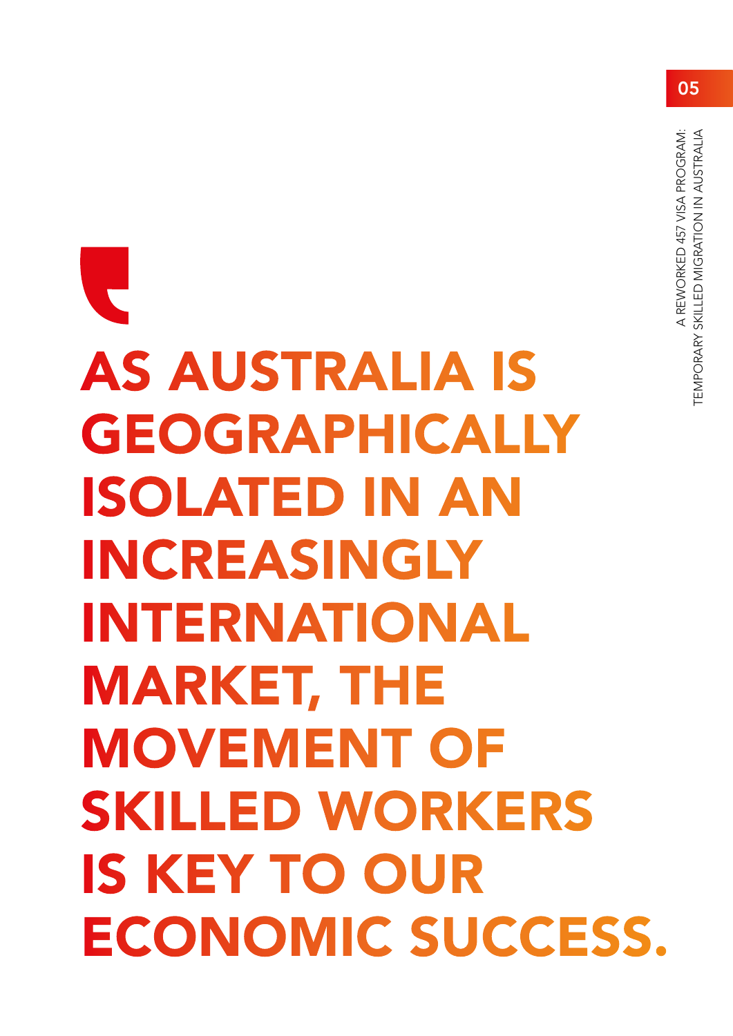> AS AUSTRALIA IS GEOGRAPHICALLY ISOLATED IN AN INCREASINGLY INTERNATIONAL MARKET, THE MOVEMENT OF SKILLED WORKERS IS KEY TO OUR ECONOMIC SUCCESS.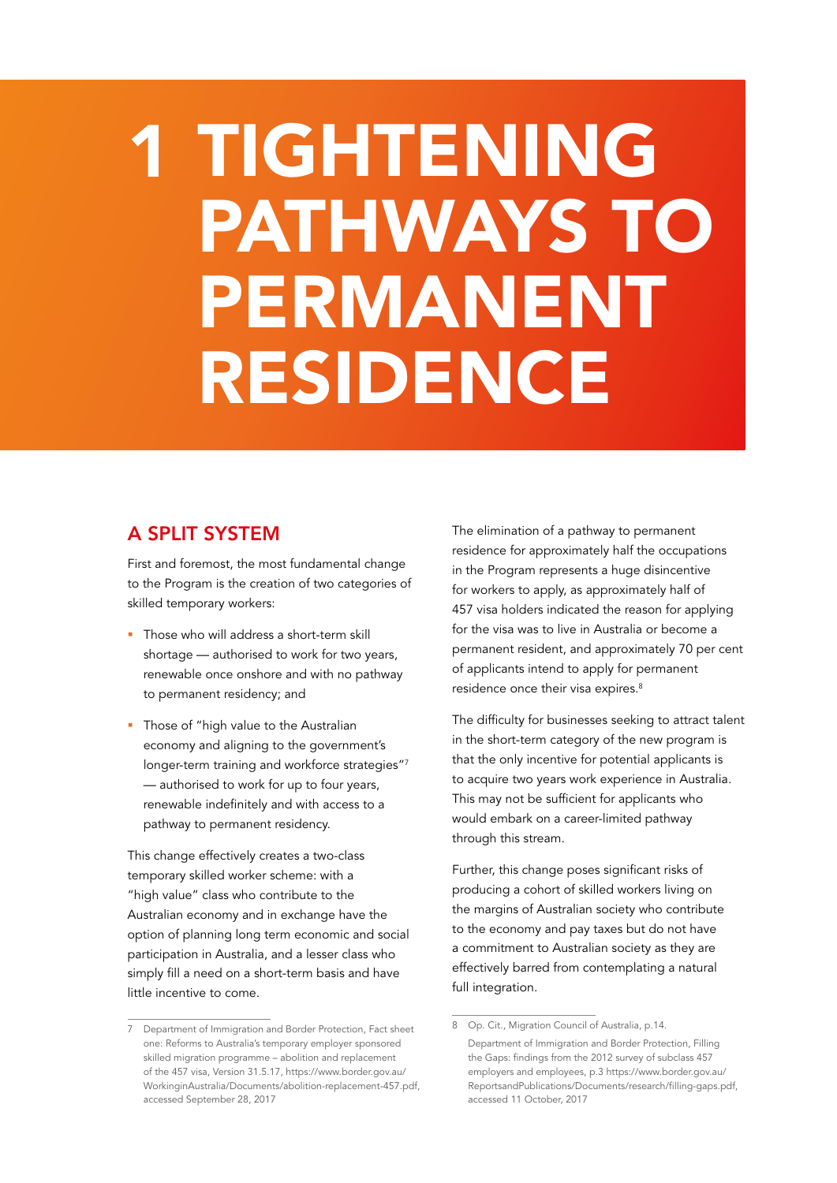# 1 TIGHTENING PATHWAYS TO PERMANENT RESIDENCE

## A SPLIT SYSTEM

First and foremost, the most fundamental change to the Program is the creation of two categories of skilled temporary workers:

- Those who will address a short-term skill shortage — authorised to work for two years, renewable once onshore and with no pathway to permanent residency; and
- Those of "high value to the Australian economy and aligning to the government's longer-term training and workforce strategies"[7] — authorised to work for up to four years, renewable indefinitely and with access to a pathway to permanent residency.

This change effectively creates a two-class temporary skilled worker scheme: with a "high value" class who contribute to the Australian economy and in exchange have the option of planning long term economic and social participation in Australia, and a lesser class who simply fill a need on a short-term basis and have little incentive to come.

The elimination of a pathway to permanent residence for approximately half the occupations in the Program represents a huge disincentive for workers to apply, as approximately half of 457 visa holders indicated the reason for applying for the visa was to live in Australia or become a permanent resident, and approximately 70 per cent of applicants intend to apply for permanent residence once their visa expires.[8]

The difficulty for businesses seeking to attract talent in the short-term category of the new program is that the only incentive for potential applicants is to acquire two years work experience in Australia. This may not be sufficient for applicants who would embark on a career-limited pathway through this stream.

Further, this change poses significant risks of producing a cohort of skilled workers living on the margins of Australian society who contribute to the economy and pay taxes but do not have a commitment to Australian society as they are effectively barred from contemplating a natural full integration.

---

7 Department of Immigration and Border Protection, Fact sheet one: Reforms to Australia's temporary employer sponsored skilled migration programme – abolition and replacement of the 457 visa, Version 31.5.17, https://www.border.gov.au/WorkinginAustralia/Documents/abolition-replacement-457.pdf, accessed September 28, 2017

8 Op. Cit., Migration Council of Australia, p.14.
Department of Immigration and Border Protection, Filling the Gaps: findings from the 2012 survey of subclass 457 employers and employees, p.3 https://www.border.gov.au/ReportsandPublications/Documents/research/filling-gaps.pdf, accessed 11 October, 2017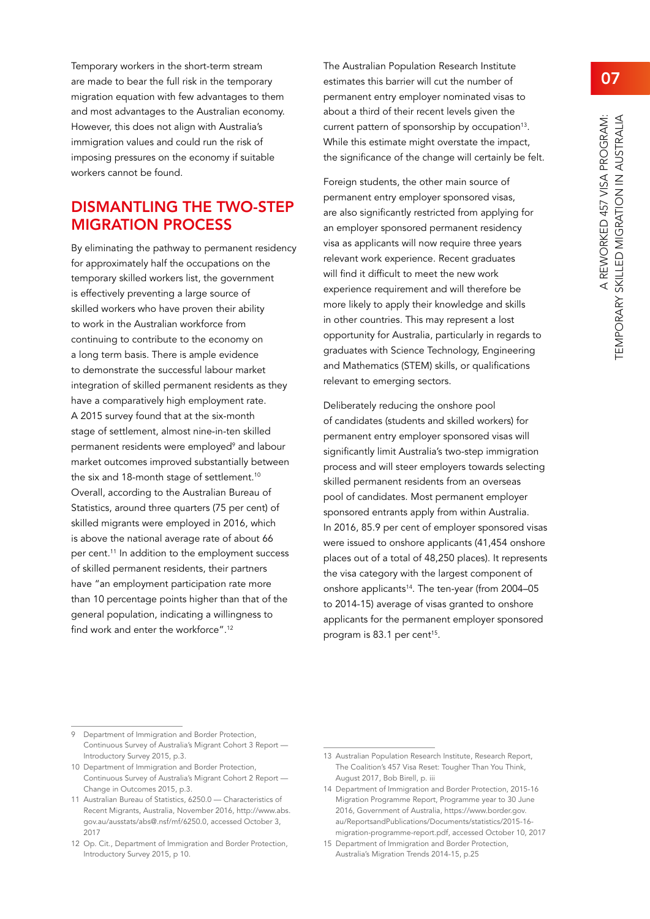Temporary workers in the short-term stream are made to bear the full risk in the temporary migration equation with few advantages to them and most advantages to the Australian economy. However, this does not align with Australia's immigration values and could run the risk of imposing pressures on the economy if suitable workers cannot be found.

## DISMANTLING THE TWO-STEP MIGRATION PROCESS

By eliminating the pathway to permanent residency for approximately half the occupations on the temporary skilled workers list, the government is effectively preventing a large source of skilled workers who have proven their ability to work in the Australian workforce from continuing to contribute to the economy on a long term basis. There is ample evidence to demonstrate the successful labour market integration of skilled permanent residents as they have a comparatively high employment rate. A 2015 survey found that at the six-month stage of settlement, almost nine-in-ten skilled permanent residents were employed[9] and labour market outcomes improved substantially between the six and 18-month stage of settlement.[10] Overall, according to the Australian Bureau of Statistics, around three quarters (75 per cent) of skilled migrants were employed in 2016, which is above the national average rate of about 66 per cent.[11] In addition to the employment success of skilled permanent residents, their partners have "an employment participation rate more than 10 percentage points higher than that of the general population, indicating a willingness to find work and enter the workforce".[12]

The Australian Population Research Institute estimates this barrier will cut the number of permanent entry employer nominated visas to about a third of their recent levels given the current pattern of sponsorship by occupation[13]. While this estimate might overstate the impact, the significance of the change will certainly be felt.

Foreign students, the other main source of permanent entry employer sponsored visas, are also significantly restricted from applying for an employer sponsored permanent residency visa as applicants will now require three years relevant work experience. Recent graduates will find it difficult to meet the new work experience requirement and will therefore be more likely to apply their knowledge and skills in other countries. This may represent a lost opportunity for Australia, particularly in regards to graduates with Science Technology, Engineering and Mathematics (STEM) skills, or qualifications relevant to emerging sectors.

Deliberately reducing the onshore pool of candidates (students and skilled workers) for permanent entry employer sponsored visas will significantly limit Australia's two-step immigration process and will steer employers towards selecting skilled permanent residents from an overseas pool of candidates. Most permanent employer sponsored entrants apply from within Australia. In 2016, 85.9 per cent of employer sponsored visas were issued to onshore applicants (41,454 onshore places out of a total of 48,250 places). It represents the visa category with the largest component of onshore applicants[14]. The ten-year (from 2004–05 to 2014-15) average of visas granted to onshore applicants for the permanent employer sponsored program is 83.1 per cent[15].

---

9 Department of Immigration and Border Protection, Continuous Survey of Australia's Migrant Cohort 3 Report — Introductory Survey 2015, p.3.

10 Department of Immigration and Border Protection, Continuous Survey of Australia's Migrant Cohort 2 Report — Change in Outcomes 2015, p.3.

11 Australian Bureau of Statistics, 6250.0 — Characteristics of Recent Migrants, Australia, November 2016, http://www.abs.gov.au/ausstats/abs@.nsf/mf/6250.0, accessed October 3, 2017

12 Op. Cit., Department of Immigration and Border Protection, Introductory Survey 2015, p 10.

13 Australian Population Research Institute, Research Report, The Coalition's 457 Visa Reset: Tougher Than You Think, August 2017, Bob Birell, p. iii

14 Department of Immigration and Border Protection, 2015-16 Migration Programme Report, Programme year to 30 June 2016, Government of Australia, https://www.border.gov.au/ReportsandPublications/Documents/statistics/2015-16-migration-programme-report.pdf, accessed October 10, 2017

15 Department of Immigration and Border Protection, Australia's Migration Trends 2014-15, p.25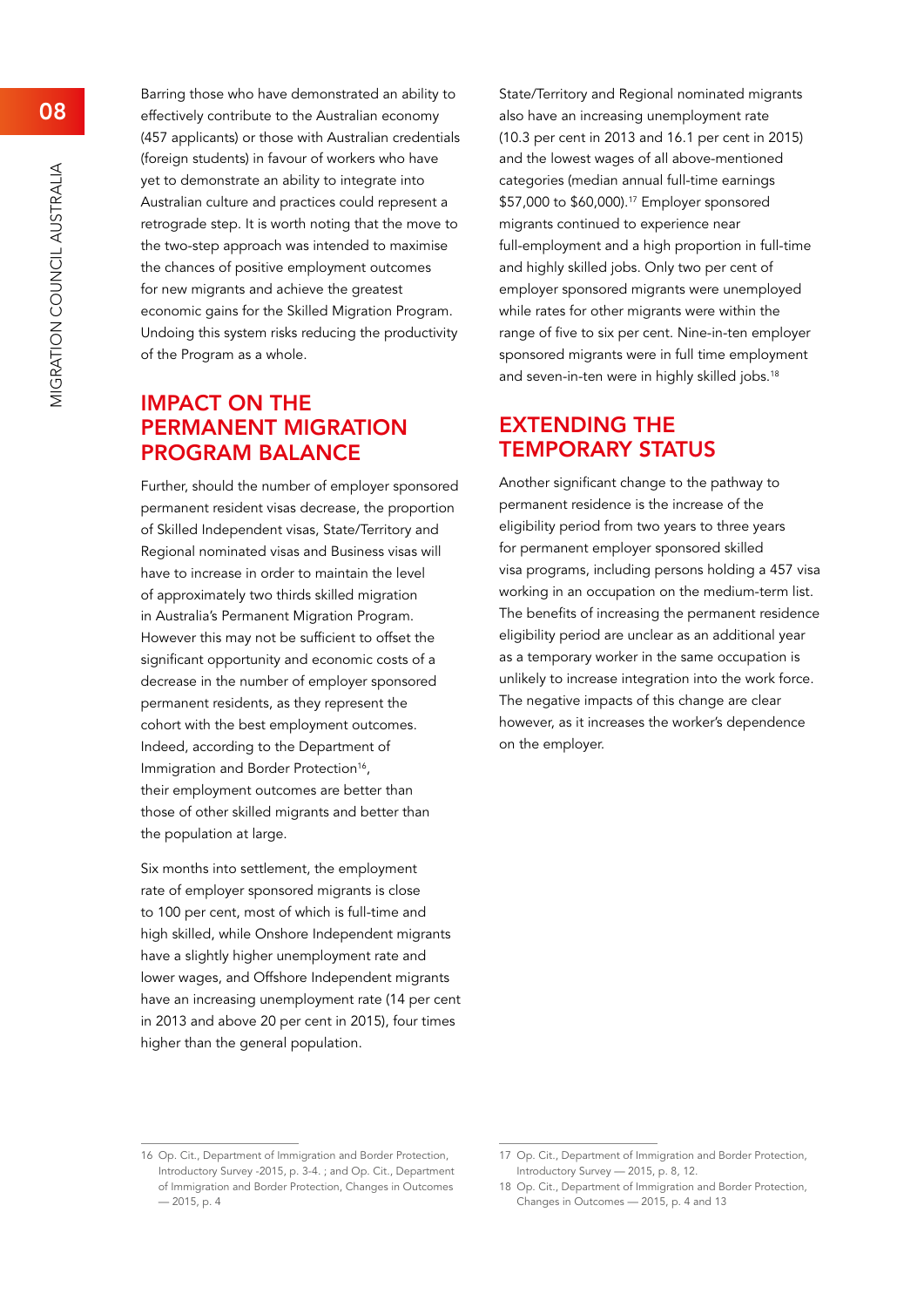Barring those who have demonstrated an ability to effectively contribute to the Australian economy (457 applicants) or those with Australian credentials (foreign students) in favour of workers who have yet to demonstrate an ability to integrate into Australian culture and practices could represent a retrograde step. It is worth noting that the move to the two-step approach was intended to maximise the chances of positive employment outcomes for new migrants and achieve the greatest economic gains for the Skilled Migration Program. Undoing this system risks reducing the productivity of the Program as a whole.

## IMPACT ON THE PERMANENT MIGRATION PROGRAM BALANCE

Further, should the number of employer sponsored permanent resident visas decrease, the proportion of Skilled Independent visas, State/Territory and Regional nominated visas and Business visas will have to increase in order to maintain the level of approximately two thirds skilled migration in Australia's Permanent Migration Program. However this may not be sufficient to offset the significant opportunity and economic costs of a decrease in the number of employer sponsored permanent residents, as they represent the cohort with the best employment outcomes. Indeed, according to the Department of Immigration and Border Protection[16], their employment outcomes are better than those of other skilled migrants and better than the population at large.

Six months into settlement, the employment rate of employer sponsored migrants is close to 100 per cent, most of which is full-time and high skilled, while Onshore Independent migrants have a slightly higher unemployment rate and lower wages, and Offshore Independent migrants have an increasing unemployment rate (14 per cent in 2013 and above 20 per cent in 2015), four times higher than the general population.

State/Territory and Regional nominated migrants also have an increasing unemployment rate (10.3 per cent in 2013 and 16.1 per cent in 2015) and the lowest wages of all above-mentioned categories (median annual full-time earnings $57,000 to $60,000).[17] Employer sponsored migrants continued to experience near full-employment and a high proportion in full-time and highly skilled jobs. Only two per cent of employer sponsored migrants were unemployed while rates for other migrants were within the range of five to six per cent. Nine-in-ten employer sponsored migrants were in full time employment and seven-in-ten were in highly skilled jobs.[18]

## EXTENDING THE TEMPORARY STATUS

Another significant change to the pathway to permanent residence is the increase of the eligibility period from two years to three years for permanent employer sponsored skilled visa programs, including persons holding a 457 visa working in an occupation on the medium-term list. The benefits of increasing the permanent residence eligibility period are unclear as an additional year as a temporary worker in the same occupation is unlikely to increase integration into the work force. The negative impacts of this change are clear however, as it increases the worker's dependence on the employer.

---

16 Op. Cit., Department of Immigration and Border Protection, Introductory Survey -2015, p. 3-4. ; and Op. Cit., Department of Immigration and Border Protection, Changes in Outcomes — 2015, p. 4

17 Op. Cit., Department of Immigration and Border Protection, Introductory Survey — 2015, p. 8, 12.

18 Op. Cit., Department of Immigration and Border Protection, Changes in Outcomes — 2015, p. 4 and 13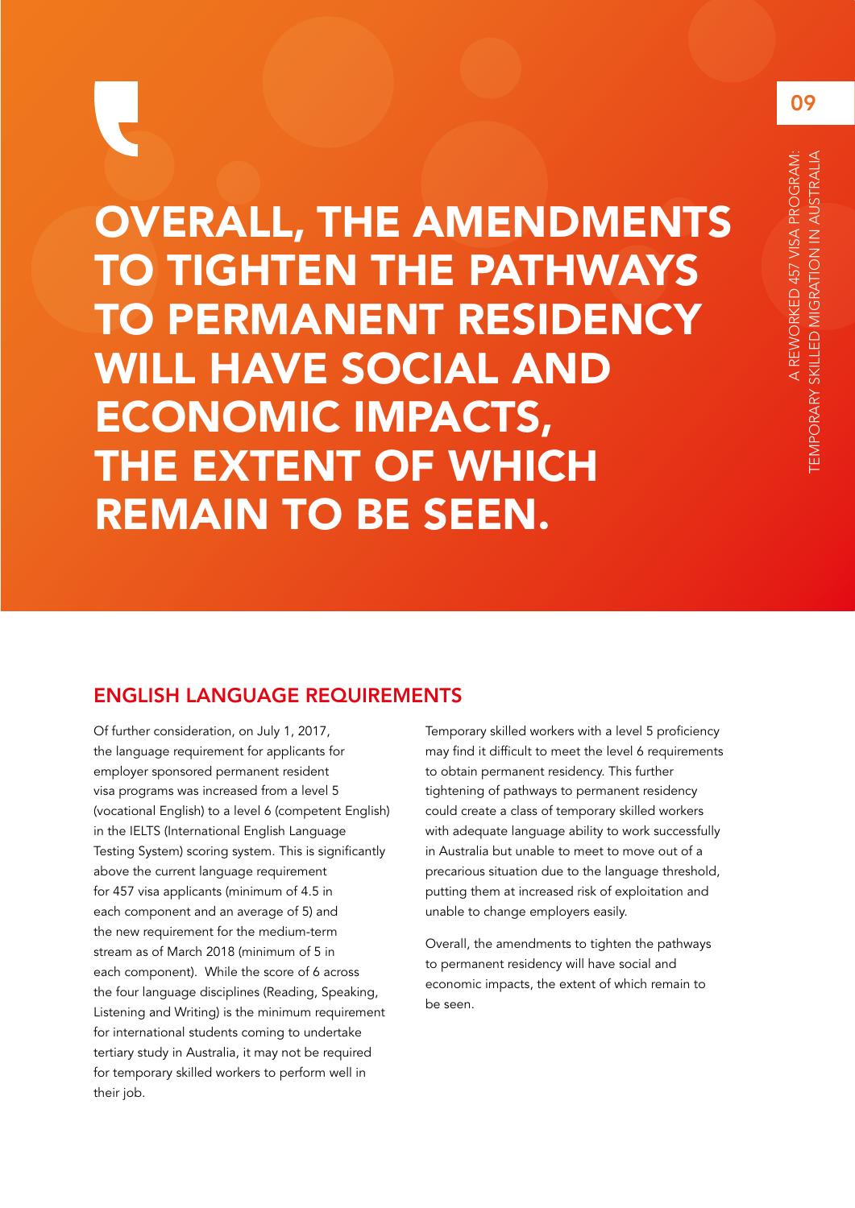> **OVERALL, THE AMENDMENTS TO TIGHTEN THE PATHWAYS TO PERMANENT RESIDENCY WILL HAVE SOCIAL AND ECONOMIC IMPACTS, THE EXTENT OF WHICH REMAIN TO BE SEEN.**

## ENGLISH LANGUAGE REQUIREMENTS

Of further consideration, on July 1, 2017, the language requirement for applicants for employer sponsored permanent resident visa programs was increased from a level 5 (vocational English) to a level 6 (competent English) in the IELTS (International English Language Testing System) scoring system. This is significantly above the current language requirement for 457 visa applicants (minimum of 4.5 in each component and an average of 5) and the new requirement for the medium-term stream as of March 2018 (minimum of 5 in each component). While the score of 6 across the four language disciplines (Reading, Speaking, Listening and Writing) is the minimum requirement for international students coming to undertake tertiary study in Australia, it may not be required for temporary skilled workers to perform well in their job.

Temporary skilled workers with a level 5 proficiency may find it difficult to meet the level 6 requirements to obtain permanent residency. This further tightening of pathways to permanent residency could create a class of temporary skilled workers with adequate language ability to work successfully in Australia but unable to meet to move out of a precarious situation due to the language threshold, putting them at increased risk of exploitation and unable to change employers easily.

Overall, the amendments to tighten the pathways to permanent residency will have social and economic impacts, the extent of which remain to be seen.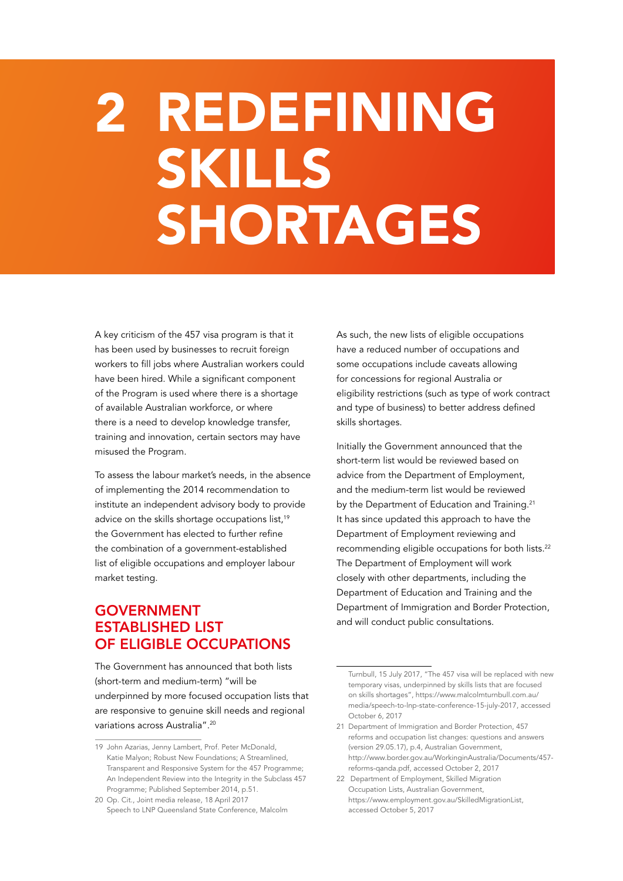# 2 REDEFINING SKILLS SHORTAGES

A key criticism of the 457 visa program is that it has been used by businesses to recruit foreign workers to fill jobs where Australian workers could have been hired. While a significant component of the Program is used where there is a shortage of available Australian workforce, or where there is a need to develop knowledge transfer, training and innovation, certain sectors may have misused the Program.

To assess the labour market's needs, in the absence of implementing the 2014 recommendation to institute an independent advisory body to provide advice on the skills shortage occupations list,[19] the Government has elected to further refine the combination of a government-established list of eligible occupations and employer labour market testing.

## GOVERNMENT ESTABLISHED LIST OF ELIGIBLE OCCUPATIONS

The Government has announced that both lists (short-term and medium-term) "will be underpinned by more focused occupation lists that are responsive to genuine skill needs and regional variations across Australia".[20]

As such, the new lists of eligible occupations have a reduced number of occupations and some occupations include caveats allowing for concessions for regional Australia or eligibility restrictions (such as type of work contract and type of business) to better address defined skills shortages.

Initially the Government announced that the short-term list would be reviewed based on advice from the Department of Employment, and the medium-term list would be reviewed by the Department of Education and Training.[21] It has since updated this approach to have the Department of Employment reviewing and recommending eligible occupations for both lists.[22] The Department of Employment will work closely with other departments, including the Department of Education and Training and the Department of Immigration and Border Protection, and will conduct public consultations.

---

19 John Azarias, Jenny Lambert, Prof. Peter McDonald, Katie Malyon; Robust New Foundations; A Streamlined, Transparent and Responsive System for the 457 Programme; An Independent Review into the Integrity in the Subclass 457 Programme; Published September 2014, p.51.

20 Op. Cit., Joint media release, 18 April 2017
Speech to LNP Queensland State Conference, Malcolm Turnbull, 15 July 2017, "The 457 visa will be replaced with new temporary visas, underpinned by skills lists that are focused on skills shortages", https://www.malcolmturnbull.com.au/media/speech-to-lnp-state-conference-15-july-2017, accessed October 6, 2017

21 Department of Immigration and Border Protection, 457 reforms and occupation list changes: questions and answers (version 29.05.17), p.4, Australian Government, http://www.border.gov.au/WorkinginAustralia/Documents/457-reforms-qanda.pdf, accessed October 2, 2017

22 Department of Employment, Skilled Migration Occupation Lists, Australian Government, https://www.employment.gov.au/SkilledMigrationList, accessed October 5, 2017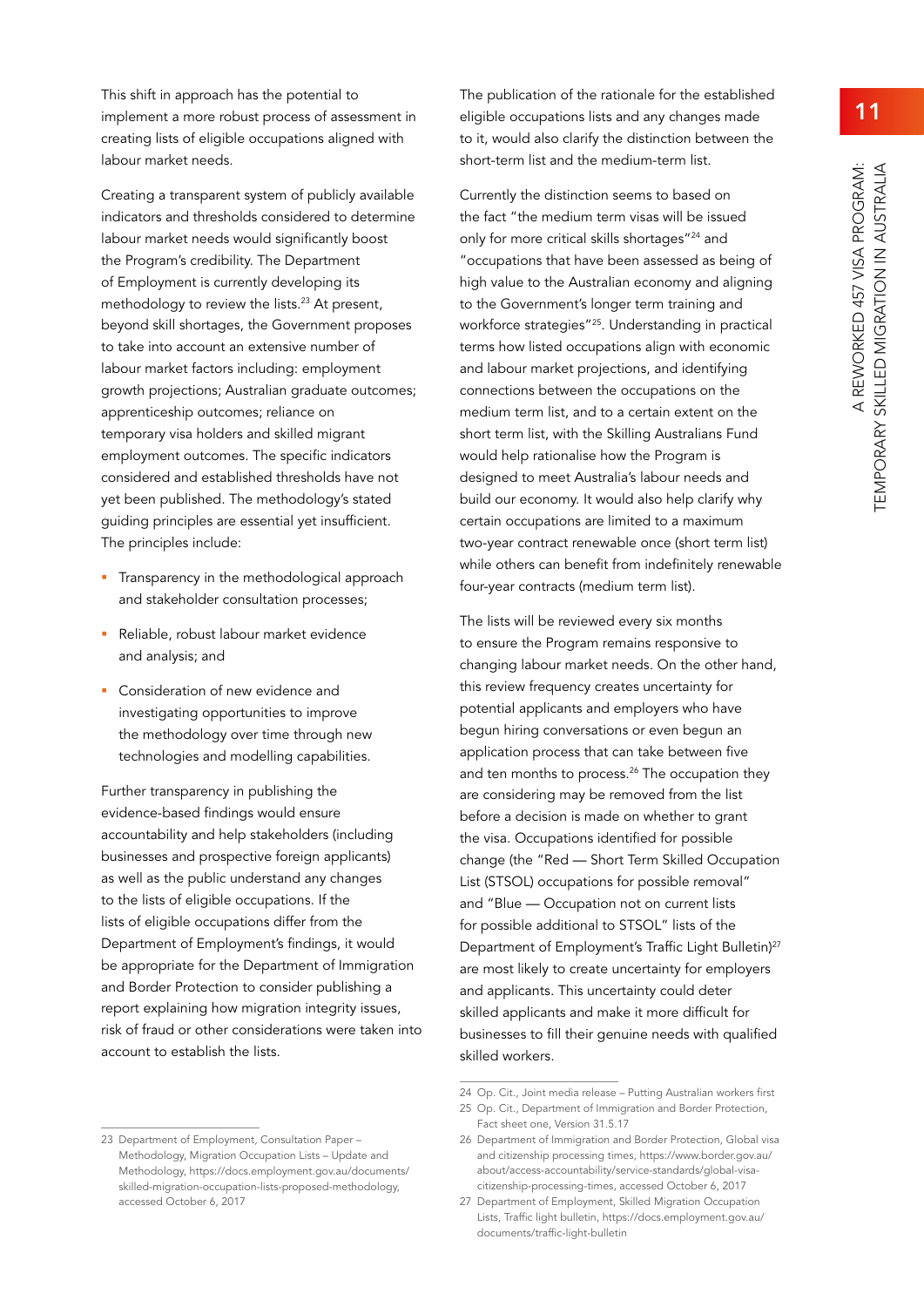This shift in approach has the potential to implement a more robust process of assessment in creating lists of eligible occupations aligned with labour market needs.

Creating a transparent system of publicly available indicators and thresholds considered to determine labour market needs would significantly boost the Program's credibility. The Department of Employment is currently developing its methodology to review the lists.[23] At present, beyond skill shortages, the Government proposes to take into account an extensive number of labour market factors including: employment growth projections; Australian graduate outcomes; apprenticeship outcomes; reliance on temporary visa holders and skilled migrant employment outcomes. The specific indicators considered and established thresholds have not yet been published. The methodology's stated guiding principles are essential yet insufficient. The principles include:

- Transparency in the methodological approach and stakeholder consultation processes;
- Reliable, robust labour market evidence and analysis; and
- Consideration of new evidence and investigating opportunities to improve the methodology over time through new technologies and modelling capabilities.

Further transparency in publishing the evidence-based findings would ensure accountability and help stakeholders (including businesses and prospective foreign applicants) as well as the public understand any changes to the lists of eligible occupations. If the lists of eligible occupations differ from the Department of Employment's findings, it would be appropriate for the Department of Immigration and Border Protection to consider publishing a report explaining how migration integrity issues, risk of fraud or other considerations were taken into account to establish the lists.

The publication of the rationale for the established eligible occupations lists and any changes made to it, would also clarify the distinction between the short-term list and the medium-term list.

Currently the distinction seems to based on the fact "the medium term visas will be issued only for more critical skills shortages"[24] and "occupations that have been assessed as being of high value to the Australian economy and aligning to the Government's longer term training and workforce strategies"[25]. Understanding in practical terms how listed occupations align with economic and labour market projections, and identifying connections between the occupations on the medium term list, and to a certain extent on the short term list, with the Skilling Australians Fund would help rationalise how the Program is designed to meet Australia's labour needs and build our economy. It would also help clarify why certain occupations are limited to a maximum two-year contract renewable once (short term list) while others can benefit from indefinitely renewable four-year contracts (medium term list).

The lists will be reviewed every six months to ensure the Program remains responsive to changing labour market needs. On the other hand, this review frequency creates uncertainty for potential applicants and employers who have begun hiring conversations or even begun an application process that can take between five and ten months to process.[26] The occupation they are considering may be removed from the list before a decision is made on whether to grant the visa. Occupations identified for possible change (the "Red — Short Term Skilled Occupation List (STSOL) occupations for possible removal" and "Blue — Occupation not on current lists for possible additional to STSOL" lists of the Department of Employment's Traffic Light Bulletin)[27] are most likely to create uncertainty for employers and applicants. This uncertainty could deter skilled applicants and make it more difficult for businesses to fill their genuine needs with qualified skilled workers.

---

23 Department of Employment, Consultation Paper – Methodology, Migration Occupation Lists – Update and Methodology, https://docs.employment.gov.au/documents/skilled-migration-occupation-lists-proposed-methodology, accessed October 6, 2017

24 Op. Cit., Joint media release – Putting Australian workers first

25 Op. Cit., Department of Immigration and Border Protection, Fact sheet one, Version 31.5.17

26 Department of Immigration and Border Protection, Global visa and citizenship processing times, https://www.border.gov.au/about/access-accountability/service-standards/global-visa-citizenship-processing-times, accessed October 6, 2017

27 Department of Employment, Skilled Migration Occupation Lists, Traffic light bulletin, https://docs.employment.gov.au/documents/traffic-light-bulletin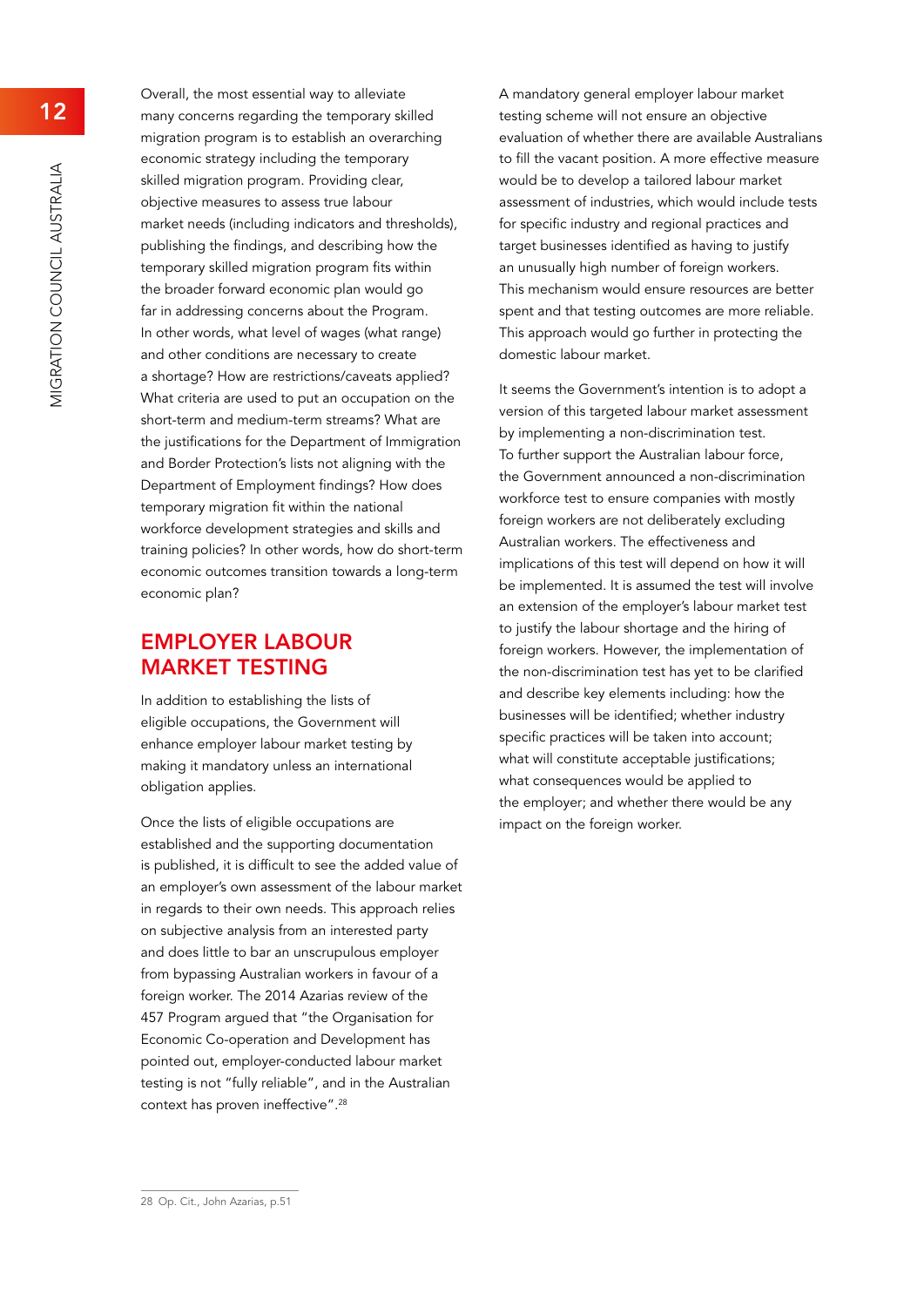Overall, the most essential way to alleviate many concerns regarding the temporary skilled migration program is to establish an overarching economic strategy including the temporary skilled migration program. Providing clear, objective measures to assess true labour market needs (including indicators and thresholds), publishing the findings, and describing how the temporary skilled migration program fits within the broader forward economic plan would go far in addressing concerns about the Program. In other words, what level of wages (what range) and other conditions are necessary to create a shortage? How are restrictions/caveats applied? What criteria are used to put an occupation on the short-term and medium-term streams? What are the justifications for the Department of Immigration and Border Protection's lists not aligning with the Department of Employment findings? How does temporary migration fit within the national workforce development strategies and skills and training policies? In other words, how do short-term economic outcomes transition towards a long-term economic plan?

## EMPLOYER LABOUR MARKET TESTING

In addition to establishing the lists of eligible occupations, the Government will enhance employer labour market testing by making it mandatory unless an international obligation applies.

Once the lists of eligible occupations are established and the supporting documentation is published, it is difficult to see the added value of an employer's own assessment of the labour market in regards to their own needs. This approach relies on subjective analysis from an interested party and does little to bar an unscrupulous employer from bypassing Australian workers in favour of a foreign worker. The 2014 Azarias review of the 457 Program argued that "the Organisation for Economic Co-operation and Development has pointed out, employer-conducted labour market testing is not "fully reliable", and in the Australian context has proven ineffective".[28]

A mandatory general employer labour market testing scheme will not ensure an objective evaluation of whether there are available Australians to fill the vacant position. A more effective measure would be to develop a tailored labour market assessment of industries, which would include tests for specific industry and regional practices and target businesses identified as having to justify an unusually high number of foreign workers. This mechanism would ensure resources are better spent and that testing outcomes are more reliable. This approach would go further in protecting the domestic labour market.

It seems the Government's intention is to adopt a version of this targeted labour market assessment by implementing a non-discrimination test. To further support the Australian labour force, the Government announced a non-discrimination workforce test to ensure companies with mostly foreign workers are not deliberately excluding Australian workers. The effectiveness and implications of this test will depend on how it will be implemented. It is assumed the test will involve an extension of the employer's labour market test to justify the labour shortage and the hiring of foreign workers. However, the implementation of the non-discrimination test has yet to be clarified and describe key elements including: how the businesses will be identified; whether industry specific practices will be taken into account; what will constitute acceptable justifications; what consequences would be applied to the employer; and whether there would be any impact on the foreign worker.

---

28 Op. Cit., John Azarias, p.51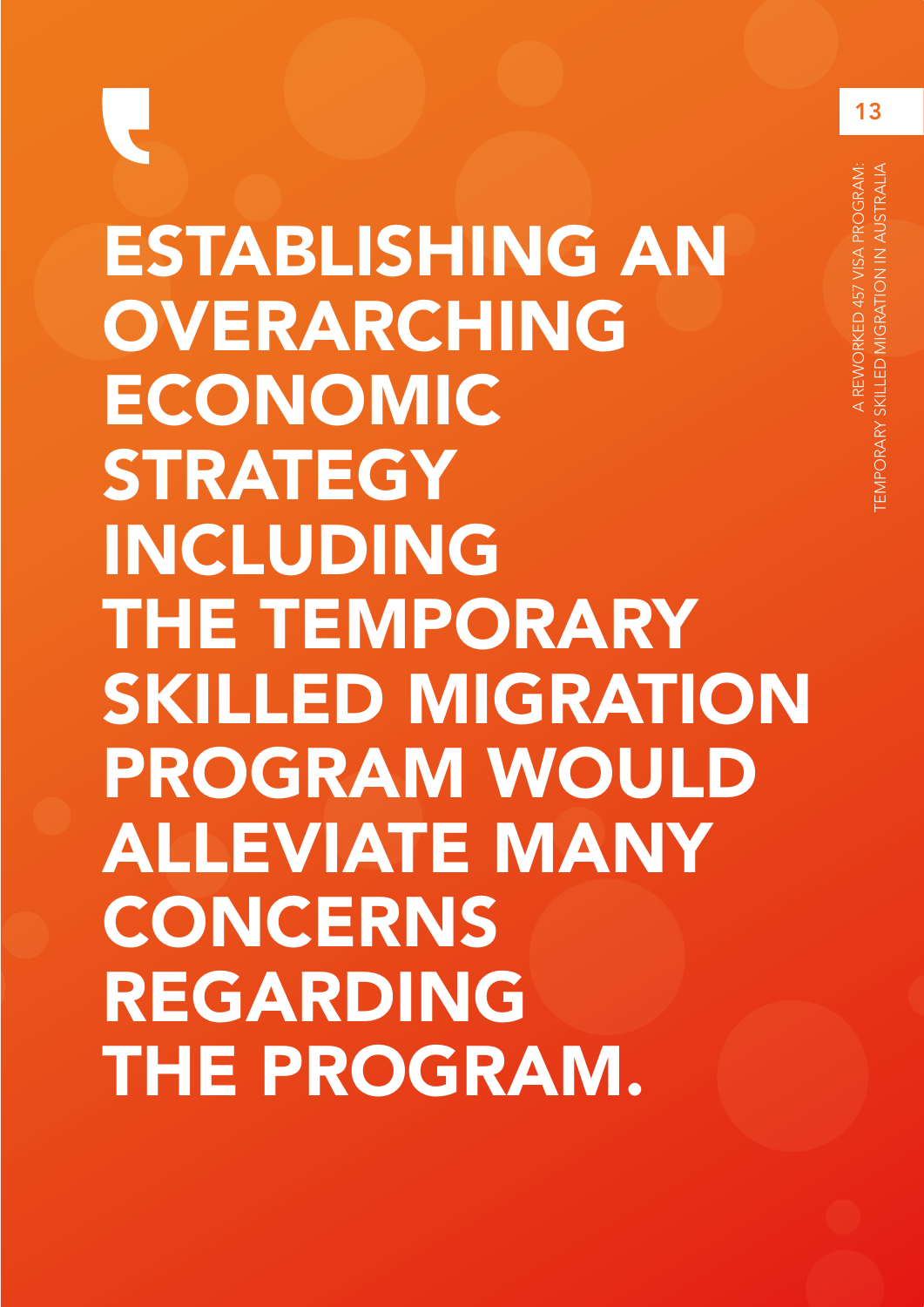> ESTABLISHING AN OVERARCHING ECONOMIC STRATEGY INCLUDING THE TEMPORARY SKILLED MIGRATION PROGRAM WOULD ALLEVIATE MANY CONCERNS REGARDING THE PROGRAM.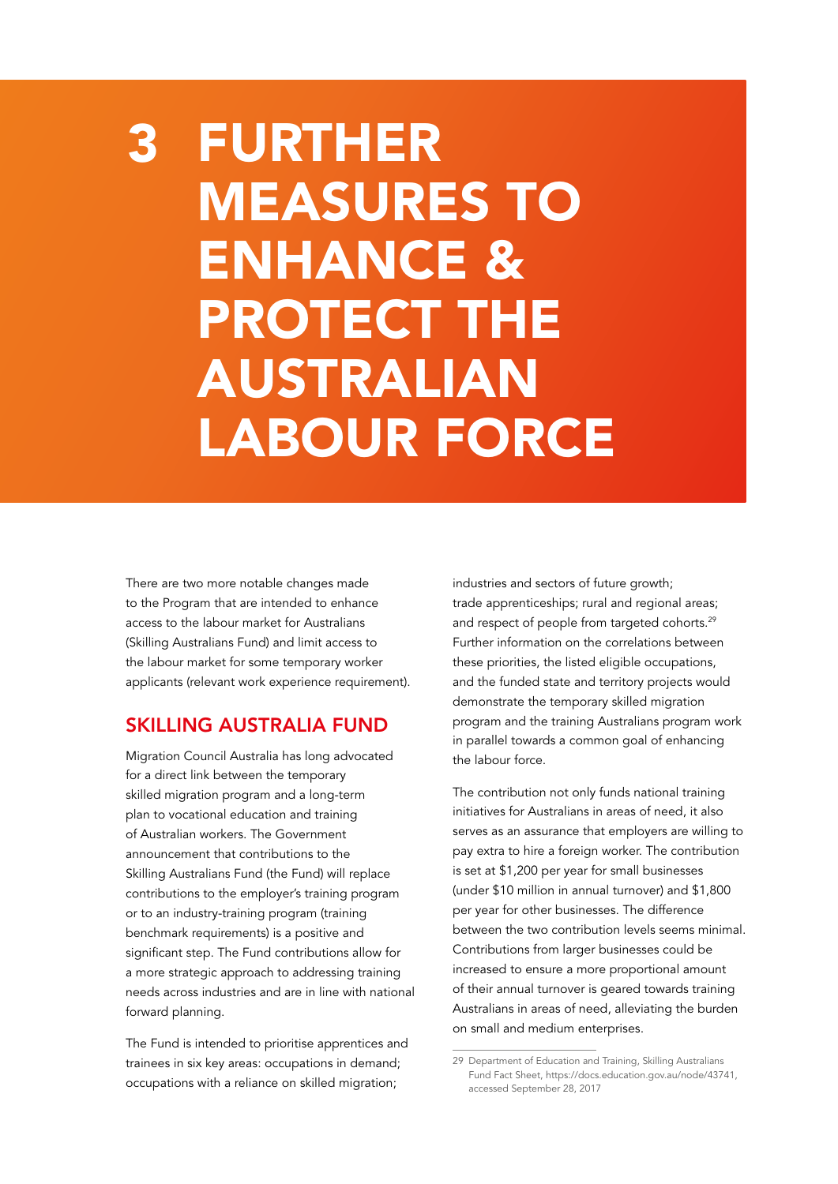# 3 FURTHER MEASURES TO ENHANCE & PROTECT THE AUSTRALIAN LABOUR FORCE

There are two more notable changes made to the Program that are intended to enhance access to the labour market for Australians (Skilling Australians Fund) and limit access to the labour market for some temporary worker applicants (relevant work experience requirement).

## SKILLING AUSTRALIA FUND

Migration Council Australia has long advocated for a direct link between the temporary skilled migration program and a long-term plan to vocational education and training of Australian workers. The Government announcement that contributions to the Skilling Australians Fund (the Fund) will replace contributions to the employer's training program or to an industry-training program (training benchmark requirements) is a positive and significant step. The Fund contributions allow for a more strategic approach to addressing training needs across industries and are in line with national forward planning.

The Fund is intended to prioritise apprentices and trainees in six key areas: occupations in demand; occupations with a reliance on skilled migration; industries and sectors of future growth; trade apprenticeships; rural and regional areas; and respect of people from targeted cohorts.[29] Further information on the correlations between these priorities, the listed eligible occupations, and the funded state and territory projects would demonstrate the temporary skilled migration program and the training Australians program work in parallel towards a common goal of enhancing the labour force.

The contribution not only funds national training initiatives for Australians in areas of need, it also serves as an assurance that employers are willing to pay extra to hire a foreign worker. The contribution is set at $1,200 per year for small businesses (under $10 million in annual turnover) and $1,800 per year for other businesses. The difference between the two contribution levels seems minimal. Contributions from larger businesses could be increased to ensure a more proportional amount of their annual turnover is geared towards training Australians in areas of need, alleviating the burden on small and medium enterprises.

29 Department of Education and Training, Skilling Australians Fund Fact Sheet, https://docs.education.gov.au/node/43741, accessed September 28, 2017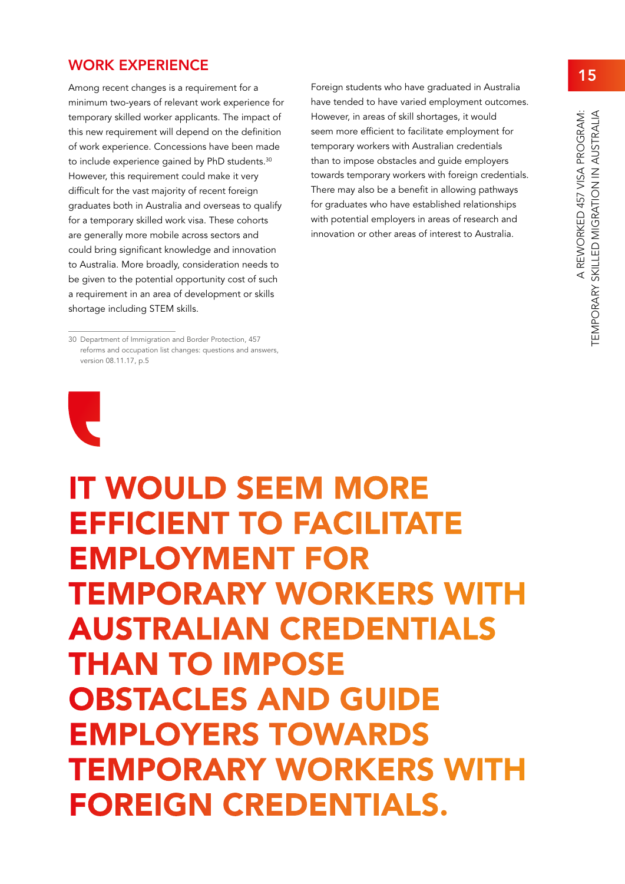## WORK EXPERIENCE

Among recent changes is a requirement for a minimum two-years of relevant work experience for temporary skilled worker applicants. The impact of this new requirement will depend on the definition of work experience. Concessions have been made to include experience gained by PhD students.[30] However, this requirement could make it very difficult for the vast majority of recent foreign graduates both in Australia and overseas to qualify for a temporary skilled work visa. These cohorts are generally more mobile across sectors and could bring significant knowledge and innovation to Australia. More broadly, consideration needs to be given to the potential opportunity cost of such a requirement in an area of development or skills shortage including STEM skills.

Foreign students who have graduated in Australia have tended to have varied employment outcomes. However, in areas of skill shortages, it would seem more efficient to facilitate employment for temporary workers with Australian credentials than to impose obstacles and guide employers towards temporary workers with foreign credentials. There may also be a benefit in allowing pathways for graduates who have established relationships with potential employers in areas of research and innovation or other areas of interest to Australia.

30 Department of Immigration and Border Protection, 457 reforms and occupation list changes: questions and answers, version 08.11.17, p.5

**IT WOULD SEEM MORE EFFICIENT TO FACILITATE EMPLOYMENT FOR TEMPORARY WORKERS WITH AUSTRALIAN CREDENTIALS THAN TO IMPOSE OBSTACLES AND GUIDE EMPLOYERS TOWARDS TEMPORARY WORKERS WITH FOREIGN CREDENTIALS.**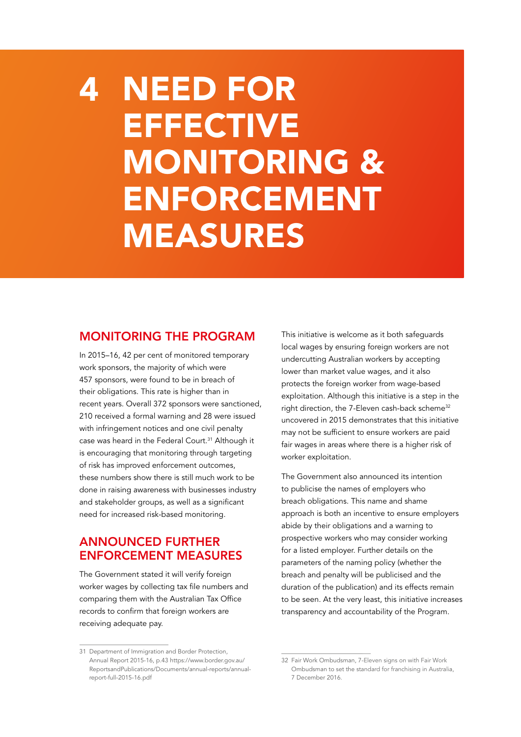# 4 NEED FOR EFFECTIVE MONITORING & ENFORCEMENT MEASURES

## MONITORING THE PROGRAM

In 2015–16, 42 per cent of monitored temporary work sponsors, the majority of which were 457 sponsors, were found to be in breach of their obligations. This rate is higher than in recent years. Overall 372 sponsors were sanctioned, 210 received a formal warning and 28 were issued with infringement notices and one civil penalty case was heard in the Federal Court.[31] Although it is encouraging that monitoring through targeting of risk has improved enforcement outcomes, these numbers show there is still much work to be done in raising awareness with businesses industry and stakeholder groups, as well as a significant need for increased risk-based monitoring.

## ANNOUNCED FURTHER ENFORCEMENT MEASURES

The Government stated it will verify foreign worker wages by collecting tax file numbers and comparing them with the Australian Tax Office records to confirm that foreign workers are receiving adequate pay.

This initiative is welcome as it both safeguards local wages by ensuring foreign workers are not undercutting Australian workers by accepting lower than market value wages, and it also protects the foreign worker from wage-based exploitation. Although this initiative is a step in the right direction, the 7-Eleven cash-back scheme[32] uncovered in 2015 demonstrates that this initiative may not be sufficient to ensure workers are paid fair wages in areas where there is a higher risk of worker exploitation.

The Government also announced its intention to publicise the names of employers who breach obligations. This name and shame approach is both an incentive to ensure employers abide by their obligations and a warning to prospective workers who may consider working for a listed employer. Further details on the parameters of the naming policy (whether the breach and penalty will be publicised and the duration of the publication) and its effects remain to be seen. At the very least, this initiative increases transparency and accountability of the Program.

---

31 Department of Immigration and Border Protection, Annual Report 2015-16, p.43 https://www.border.gov.au/ReportsandPublications/Documents/annual-reports/annual-report-full-2015-16.pdf

32 Fair Work Ombudsman, 7-Eleven signs on with Fair Work Ombudsman to set the standard for franchising in Australia, 7 December 2016.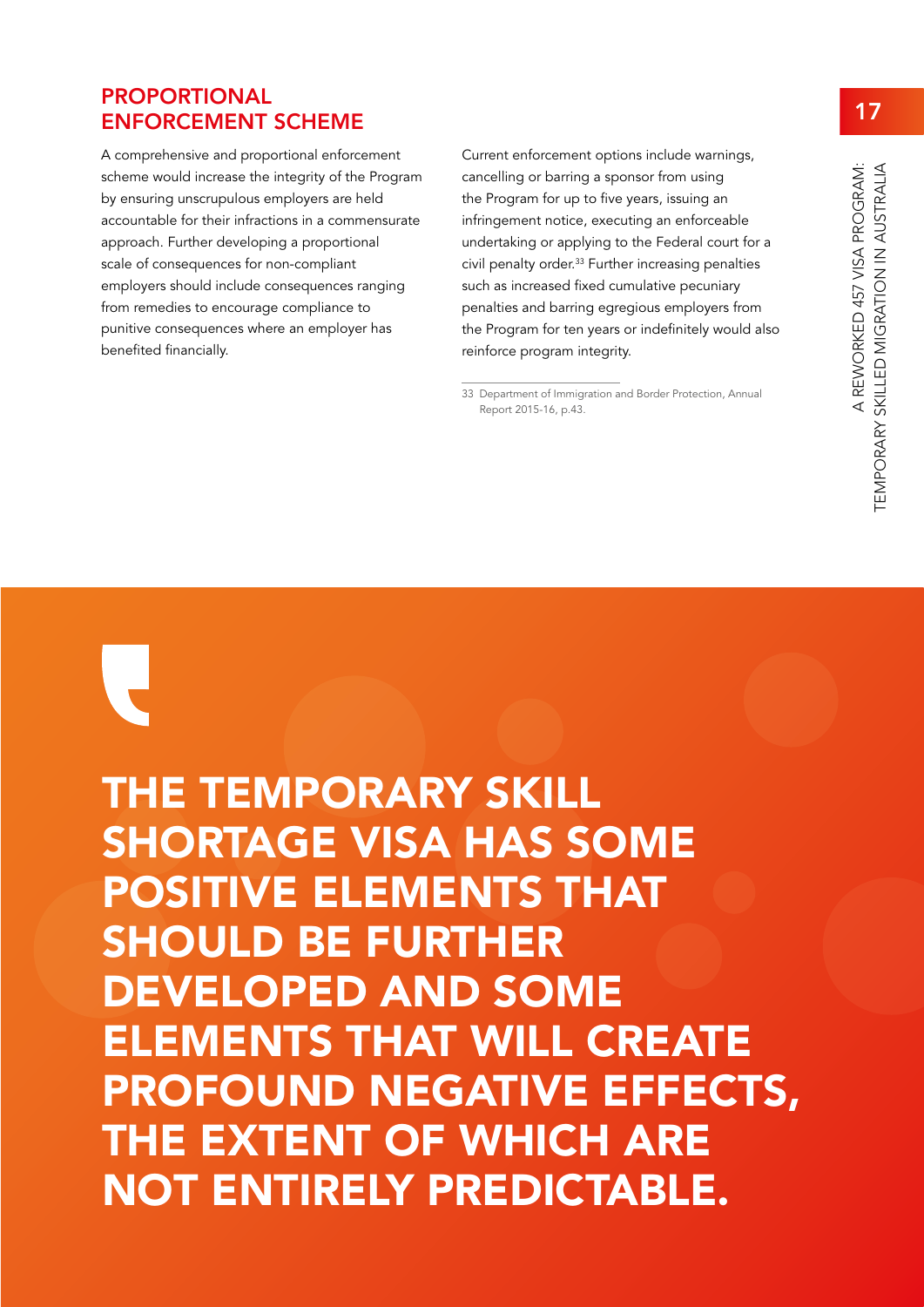## PROPORTIONAL ENFORCEMENT SCHEME

A comprehensive and proportional enforcement scheme would increase the integrity of the Program by ensuring unscrupulous employers are held accountable for their infractions in a commensurate approach. Further developing a proportional scale of consequences for non-compliant employers should include consequences ranging from remedies to encourage compliance to punitive consequences where an employer has benefited financially.

Current enforcement options include warnings, cancelling or barring a sponsor from using the Program for up to five years, issuing an infringement notice, executing an enforceable undertaking or applying to the Federal court for a civil penalty order.[33] Further increasing penalties such as increased fixed cumulative pecuniary penalties and barring egregious employers from the Program for ten years or indefinitely would also reinforce program integrity.

33 Department of Immigration and Border Protection, Annual Report 2015-16, p.43.

**THE TEMPORARY SKILL SHORTAGE VISA HAS SOME POSITIVE ELEMENTS THAT SHOULD BE FURTHER DEVELOPED AND SOME ELEMENTS THAT WILL CREATE PROFOUND NEGATIVE EFFECTS, THE EXTENT OF WHICH ARE NOT ENTIRELY PREDICTABLE.**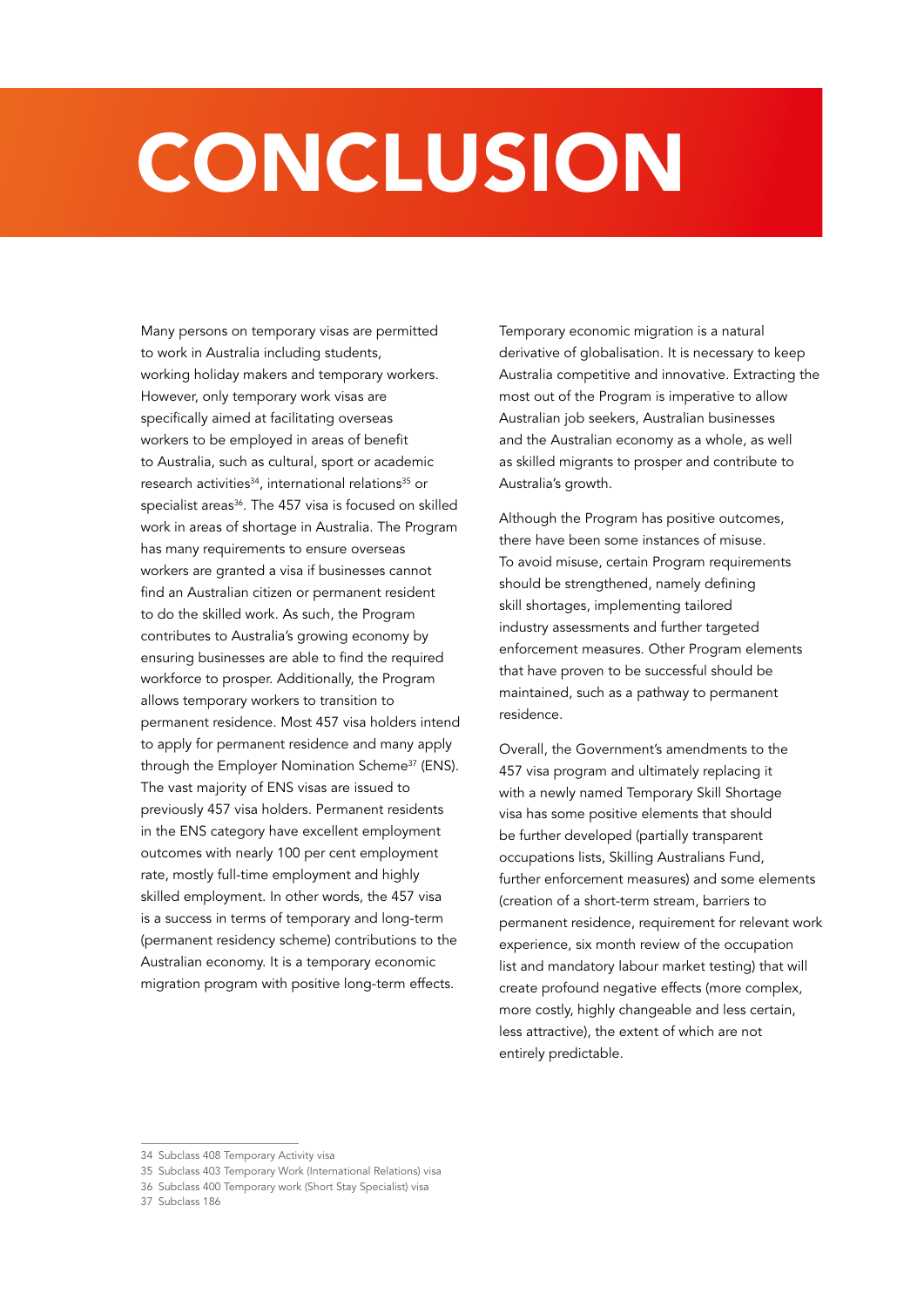# CONCLUSION

Many persons on temporary visas are permitted to work in Australia including students, working holiday makers and temporary workers. However, only temporary work visas are specifically aimed at facilitating overseas workers to be employed in areas of benefit to Australia, such as cultural, sport or academic research activities[34], international relations[35] or specialist areas[36]. The 457 visa is focused on skilled work in areas of shortage in Australia. The Program has many requirements to ensure overseas workers are granted a visa if businesses cannot find an Australian citizen or permanent resident to do the skilled work. As such, the Program contributes to Australia's growing economy by ensuring businesses are able to find the required workforce to prosper. Additionally, the Program allows temporary workers to transition to permanent residence. Most 457 visa holders intend to apply for permanent residence and many apply through the Employer Nomination Scheme[37] (ENS). The vast majority of ENS visas are issued to previously 457 visa holders. Permanent residents in the ENS category have excellent employment outcomes with nearly 100 per cent employment rate, mostly full-time employment and highly skilled employment. In other words, the 457 visa is a success in terms of temporary and long-term (permanent residency scheme) contributions to the Australian economy. It is a temporary economic migration program with positive long-term effects.

Temporary economic migration is a natural derivative of globalisation. It is necessary to keep Australia competitive and innovative. Extracting the most out of the Program is imperative to allow Australian job seekers, Australian businesses and the Australian economy as a whole, as well as skilled migrants to prosper and contribute to Australia's growth.

Although the Program has positive outcomes, there have been some instances of misuse. To avoid misuse, certain Program requirements should be strengthened, namely defining skill shortages, implementing tailored industry assessments and further targeted enforcement measures. Other Program elements that have proven to be successful should be maintained, such as a pathway to permanent residence.

Overall, the Government's amendments to the 457 visa program and ultimately replacing it with a newly named Temporary Skill Shortage visa has some positive elements that should be further developed (partially transparent occupations lists, Skilling Australians Fund, further enforcement measures) and some elements (creation of a short-term stream, barriers to permanent residence, requirement for relevant work experience, six month review of the occupation list and mandatory labour market testing) that will create profound negative effects (more complex, more costly, highly changeable and less certain, less attractive), the extent of which are not entirely predictable.

---

34 Subclass 408 Temporary Activity visa

35 Subclass 403 Temporary Work (International Relations) visa

36 Subclass 400 Temporary work (Short Stay Specialist) visa

37 Subclass 186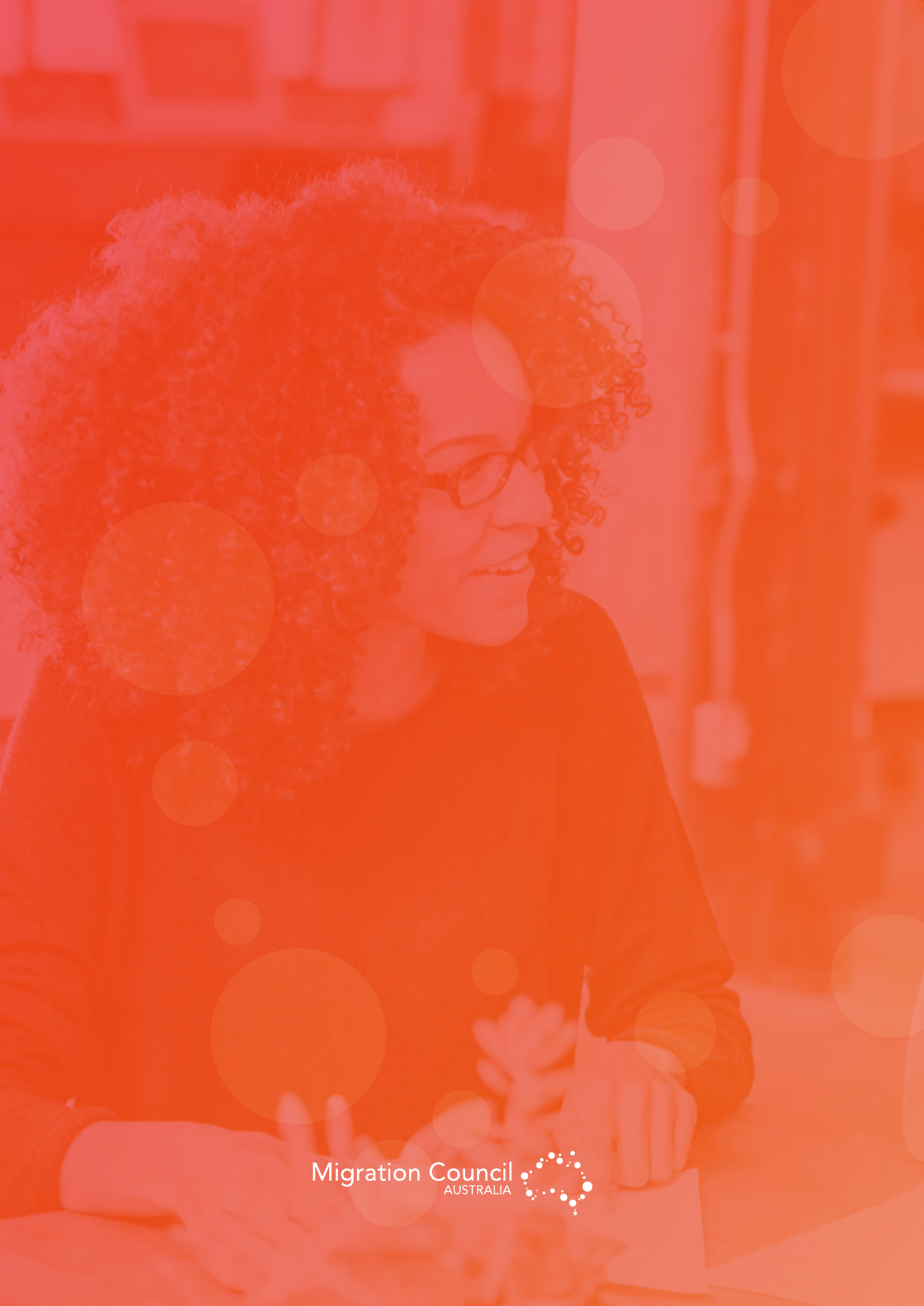Migration Council
AUSTRALIA